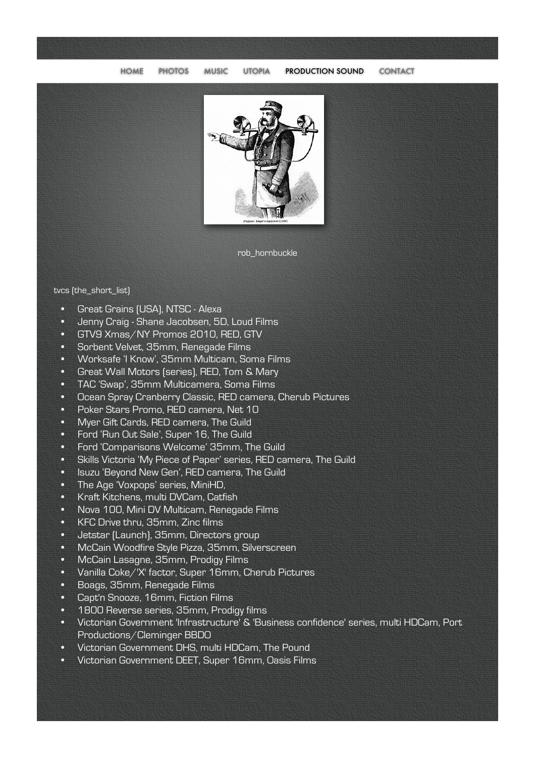HOME PHOTOS MUSIC UTOPIA PRODUCTION SOUND CONTACT

rob_hornbuckle

tvcs (the_short_list)

- Great Grains (USA), NTSC - Alexa
- Jenny Craig - Shane Jacobsen, 5D, Loud Films
- GTV9 Xmas/NY Promos 2010, RED, GTV
- Sorbent Velvet, 35mm, Renegade Films
- Worksafe 'I Know', 35mm Multicam, Soma Films
- Great Wall Motors (series), RED, Tom & Mary
- TAC 'Swap', 35mm Multicamera, Soma Films
- Ocean Spray Cranberry Classic, RED camera, Cherub Pictures
- Poker Stars Promo, RED camera, Net 10
- Myer Gift Cards, RED camera, The Guild
- Ford 'Run Out Sale', Super 16, The Guild
- Ford 'Comparisons Welcome' 35mm, The Guild
- Skills Victoria 'My Piece of Paper' series, RED camera, The Guild
- Isuzu 'Beyond New Gen', RED camera, The Guild
- The Age 'Voxpops' series, MiniHD,
- Kraft Kitchens, multi DVCam, Catfish
- Nova 100, Mini DV Multicam, Renegade Films
- KFC Drive thru, 35mm, Zinc films
- Jetstar (Launch), 35mm, Directors group
- McCain Woodfire Style Pizza, 35mm, Silverscreen
- McCain Lasagne, 35mm, Prodigy Films
- Vanilla Coke/'X' factor, Super 16mm, Cherub Pictures
- Boags, 35mm, Renegade Films
- Capt'n Snooze, 16mm, Fiction Films
- 1800 Reverse series, 35mm, Prodigy films
- Victorian Government 'Infrastructure' & 'Business confidence' series, multi HDCam, Port Productions/Cleminger BBDO
- Victorian Government DHS, multi HDCam, The Pound
- Victorian Government DEET, Super 16mm, Oasis Films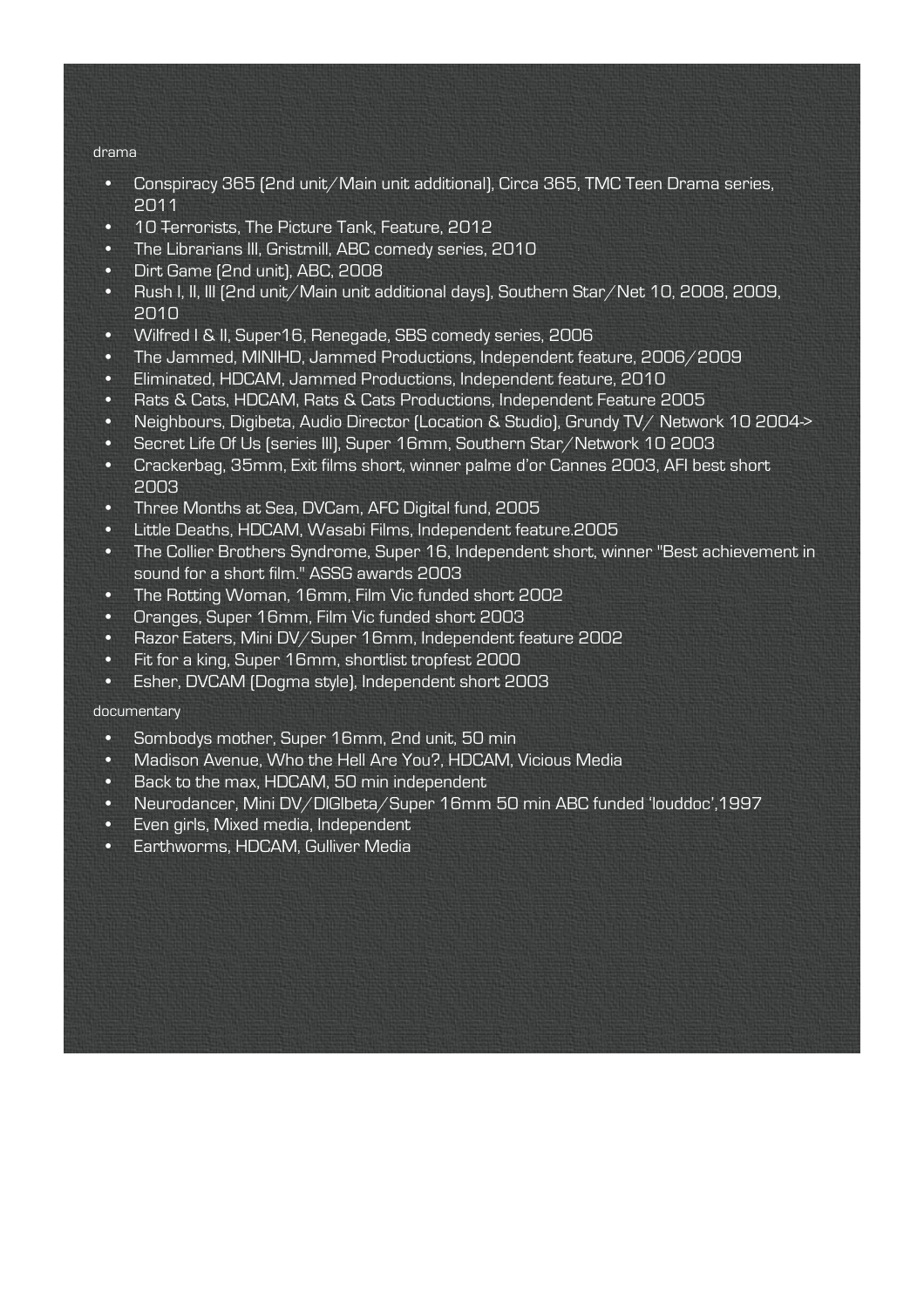drama

- Conspiracy 365 (2nd unit/Main unit additional), Circa 365, TMC Teen Drama series, 2011
- 10 ~~T~~errorists, The Picture Tank, Feature, 2012
- The Librarians III, Gristmill, ABC comedy series, 2010
- Dirt Game (2nd unit), ABC, 2008
- Rush I, II, III (2nd unit/Main unit additional days), Southern Star/Net 10, 2008, 2009, 2010
- Wilfred I & II, Super16, Renegade, SBS comedy series, 2006
- The Jammed, MINIHD, Jammed Productions, Independent feature, 2006/2009
- Eliminated, HDCAM, Jammed Productions, Independent feature, 2010
- Rats & Cats, HDCAM, Rats & Cats Productions, Independent Feature 2005
- Neighbours, Digibeta, Audio Director (Location & Studio), Grundy TV/ Network 10 2004->
- Secret Life Of Us (series III), Super 16mm, Southern Star/Network 10 2003
- Crackerbag, 35mm, Exit films short, winner palme d'or Cannes 2003, AFI best short 2003
- Three Months at Sea, DVCam, AFC Digital fund, 2005
- Little Deaths, HDCAM, Wasabi Films, Independent feature.2005
- The Collier Brothers Syndrome, Super 16, Independent short, winner "Best achievement in sound for a short film." ASSG awards 2003
- The Rotting Woman, 16mm, Film Vic funded short 2002
- Oranges, Super 16mm, Film Vic funded short 2003
- Razor Eaters, Mini DV/Super 16mm, Independent feature 2002
- Fit for a king, Super 16mm, shortlist tropfest 2000
- Esher, DVCAM (Dogma style), Independent short 2003

documentary

- Sombodys mother, Super 16mm, 2nd unit, 50 min
- Madison Avenue, Who the Hell Are You?, HDCAM, Vicious Media
- Back to the max, HDCAM, 50 min independent
- Neurodancer, Mini DV/DIGIbeta/Super 16mm 50 min ABC funded 'louddoc',1997
- Even girls, Mixed media, Independent
- Earthworms, HDCAM, Gulliver Media